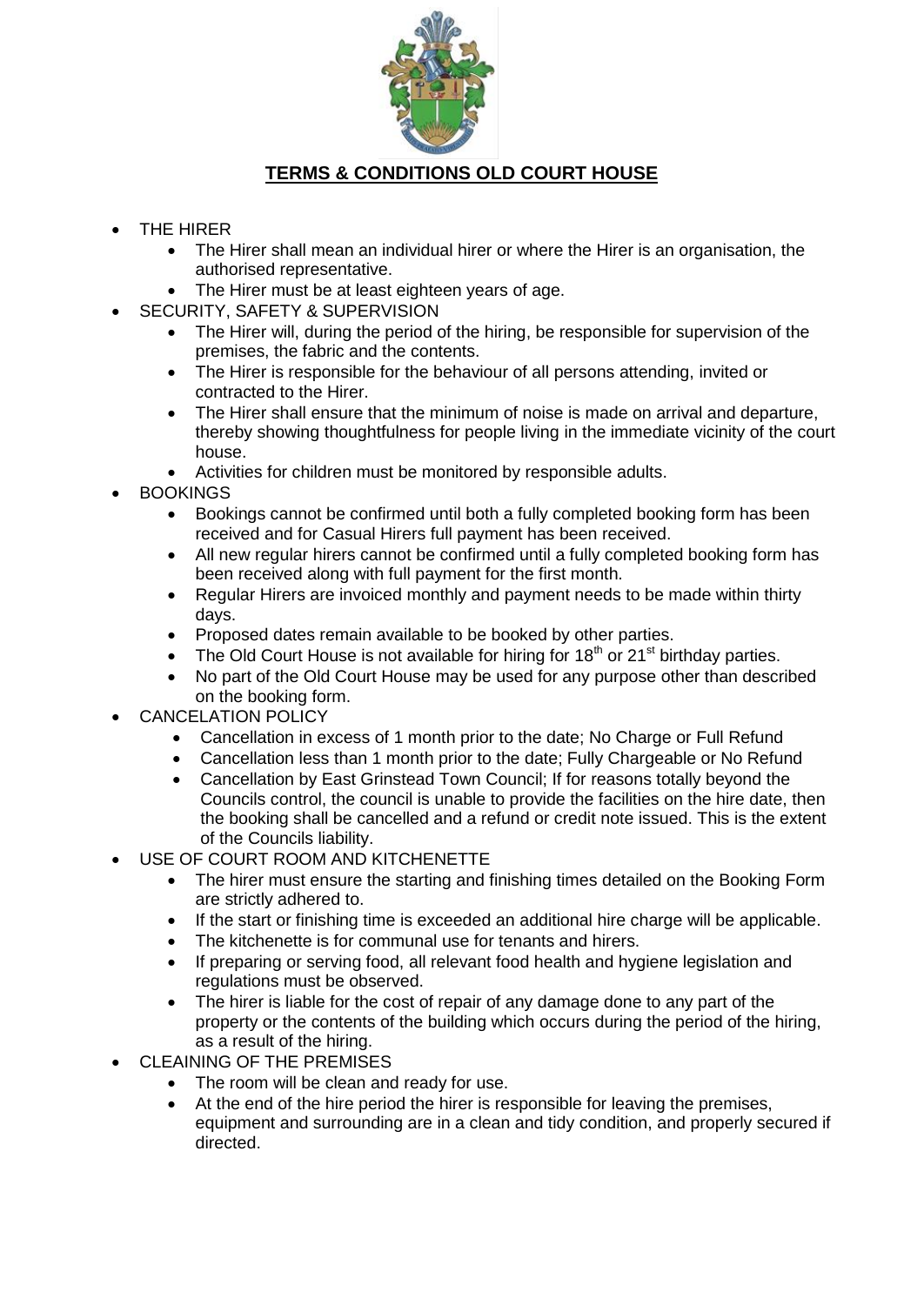# **TERMS & CONDITIONS OLD COURT HOUSE**

- THE HIRER
  - The Hirer shall mean an individual hirer or where the Hirer is an organisation, the authorised representative.
  - The Hirer must be at least eighteen years of age.
- SECURITY, SAFETY & SUPERVISION
  - The Hirer will, during the period of the hiring, be responsible for supervision of the premises, the fabric and the contents.
  - The Hirer is responsible for the behaviour of all persons attending, invited or contracted to the Hirer.
  - The Hirer shall ensure that the minimum of noise is made on arrival and departure, thereby showing thoughtfulness for people living in the immediate vicinity of the court house.
  - Activities for children must be monitored by responsible adults.
- BOOKINGS
  - Bookings cannot be confirmed until both a fully completed booking form has been received and for Casual Hirers full payment has been received.
  - All new regular hirers cannot be confirmed until a fully completed booking form has been received along with full payment for the first month.
  - Regular Hirers are invoiced monthly and payment needs to be made within thirty days.
  - Proposed dates remain available to be booked by other parties.
  - The Old Court House is not available for hiring for 18th or 21st birthday parties.
  - No part of the Old Court House may be used for any purpose other than described on the booking form.
- CANCELATION POLICY
  - Cancellation in excess of 1 month prior to the date; No Charge or Full Refund
  - Cancellation less than 1 month prior to the date; Fully Chargeable or No Refund
  - Cancellation by East Grinstead Town Council; If for reasons totally beyond the Councils control, the council is unable to provide the facilities on the hire date, then the booking shall be cancelled and a refund or credit note issued. This is the extent of the Councils liability.
- USE OF COURT ROOM AND KITCHENETTE
  - The hirer must ensure the starting and finishing times detailed on the Booking Form are strictly adhered to.
  - If the start or finishing time is exceeded an additional hire charge will be applicable.
  - The kitchenette is for communal use for tenants and hirers.
  - If preparing or serving food, all relevant food health and hygiene legislation and regulations must be observed.
  - The hirer is liable for the cost of repair of any damage done to any part of the property or the contents of the building which occurs during the period of the hiring, as a result of the hiring.
- CLEAINING OF THE PREMISES
  - The room will be clean and ready for use.
  - At the end of the hire period the hirer is responsible for leaving the premises, equipment and surrounding are in a clean and tidy condition, and properly secured if directed.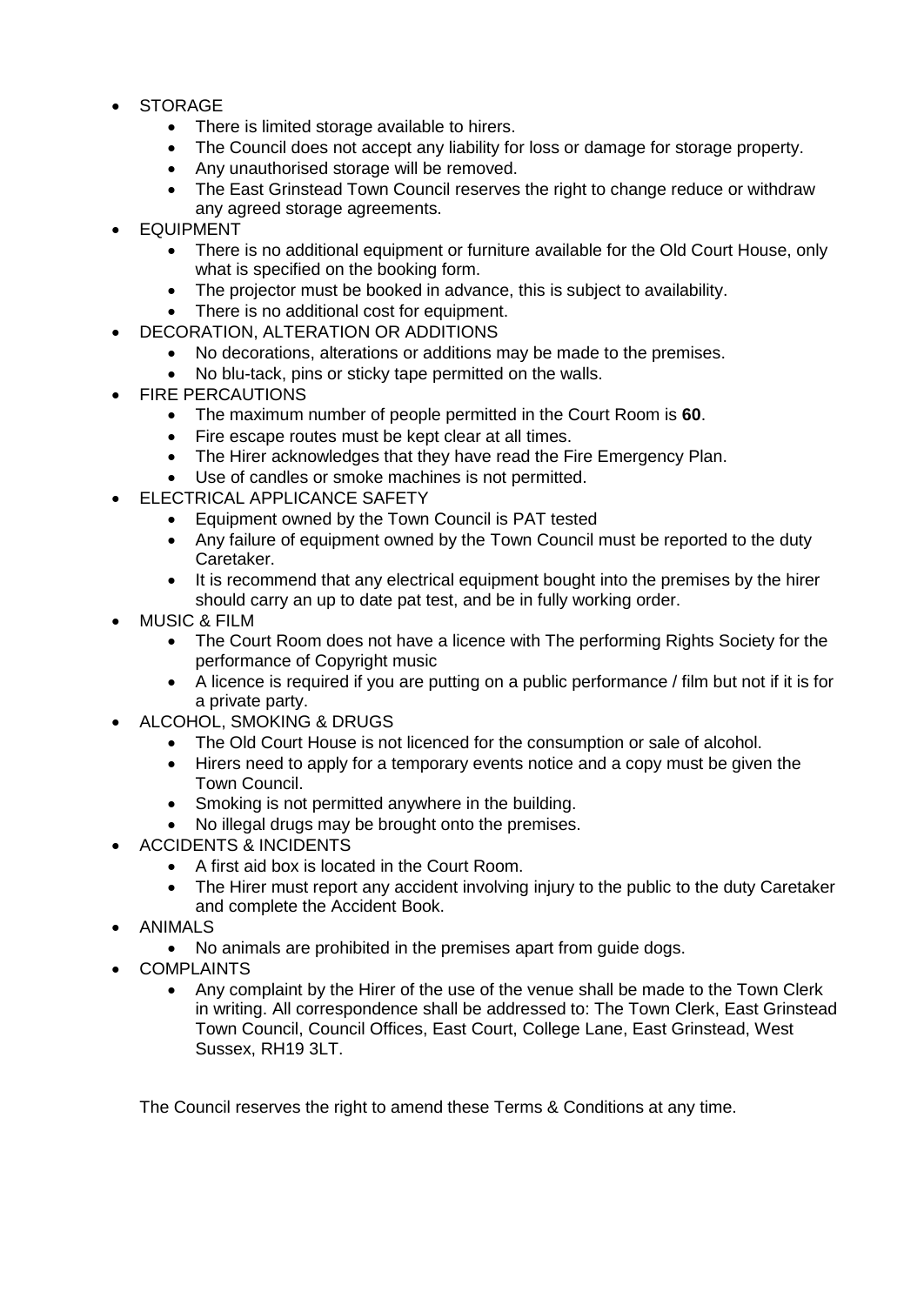- STORAGE
    - There is limited storage available to hirers.
    - The Council does not accept any liability for loss or damage for storage property.
    - Any unauthorised storage will be removed.
    - The East Grinstead Town Council reserves the right to change reduce or withdraw any agreed storage agreements.
- EQUIPMENT
    - There is no additional equipment or furniture available for the Old Court House, only what is specified on the booking form.
    - The projector must be booked in advance, this is subject to availability.
    - There is no additional cost for equipment.
- DECORATION, ALTERATION OR ADDITIONS
    - No decorations, alterations or additions may be made to the premises.
    - No blu-tack, pins or sticky tape permitted on the walls.
- FIRE PERCAUTIONS
    - The maximum number of people permitted in the Court Room is **60**.
    - Fire escape routes must be kept clear at all times.
    - The Hirer acknowledges that they have read the Fire Emergency Plan.
    - Use of candles or smoke machines is not permitted.
- ELECTRICAL APPLICANCE SAFETY
    - Equipment owned by the Town Council is PAT tested
    - Any failure of equipment owned by the Town Council must be reported to the duty Caretaker.
    - It is recommend that any electrical equipment bought into the premises by the hirer should carry an up to date pat test, and be in fully working order.
- MUSIC & FILM
    - The Court Room does not have a licence with The performing Rights Society for the performance of Copyright music
    - A licence is required if you are putting on a public performance / film but not if it is for a private party.
- ALCOHOL, SMOKING & DRUGS
    - The Old Court House is not licenced for the consumption or sale of alcohol.
    - Hirers need to apply for a temporary events notice and a copy must be given the Town Council.
    - Smoking is not permitted anywhere in the building.
    - No illegal drugs may be brought onto the premises.
- ACCIDENTS & INCIDENTS
    - A first aid box is located in the Court Room.
    - The Hirer must report any accident involving injury to the public to the duty Caretaker and complete the Accident Book.
- ANIMALS
    - No animals are prohibited in the premises apart from guide dogs.
- COMPLAINTS
    - Any complaint by the Hirer of the use of the venue shall be made to the Town Clerk in writing. All correspondence shall be addressed to: The Town Clerk, East Grinstead Town Council, Council Offices, East Court, College Lane, East Grinstead, West Sussex, RH19 3LT.

The Council reserves the right to amend these Terms & Conditions at any time.